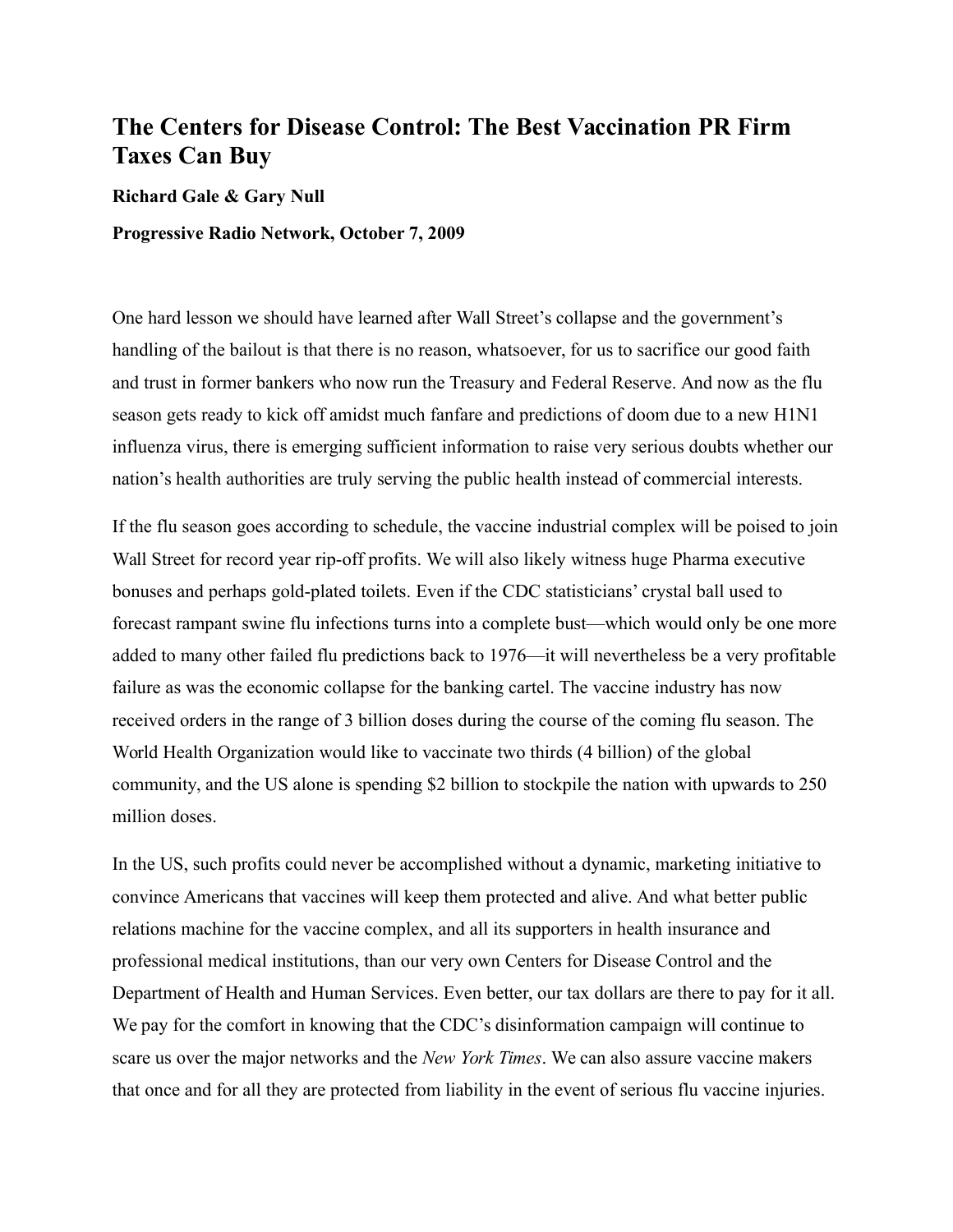# The Centers for Disease Control: The Best Vaccination PR Firm Taxes Can Buy

**Richard Gale & Gary Null**

**Progressive Radio Network, October 7, 2009**

One hard lesson we should have learned after Wall Street's collapse and the government's handling of the bailout is that there is no reason, whatsoever, for us to sacrifice our good faith and trust in former bankers who now run the Treasury and Federal Reserve. And now as the flu season gets ready to kick off amidst much fanfare and predictions of doom due to a new H1N1 influenza virus, there is emerging sufficient information to raise very serious doubts whether our nation's health authorities are truly serving the public health instead of commercial interests.

If the flu season goes according to schedule, the vaccine industrial complex will be poised to join Wall Street for record year rip-off profits. We will also likely witness huge Pharma executive bonuses and perhaps gold-plated toilets. Even if the CDC statisticians' crystal ball used to forecast rampant swine flu infections turns into a complete bust—which would only be one more added to many other failed flu predictions back to 1976—it will nevertheless be a very profitable failure as was the economic collapse for the banking cartel. The vaccine industry has now received orders in the range of 3 billion doses during the course of the coming flu season. The World Health Organization would like to vaccinate two thirds (4 billion) of the global community, and the US alone is spending $2 billion to stockpile the nation with upwards to 250 million doses.

In the US, such profits could never be accomplished without a dynamic, marketing initiative to convince Americans that vaccines will keep them protected and alive. And what better public relations machine for the vaccine complex, and all its supporters in health insurance and professional medical institutions, than our very own Centers for Disease Control and the Department of Health and Human Services. Even better, our tax dollars are there to pay for it all. We pay for the comfort in knowing that the CDC's disinformation campaign will continue to scare us over the major networks and the *New York Times*. We can also assure vaccine makers that once and for all they are protected from liability in the event of serious flu vaccine injuries.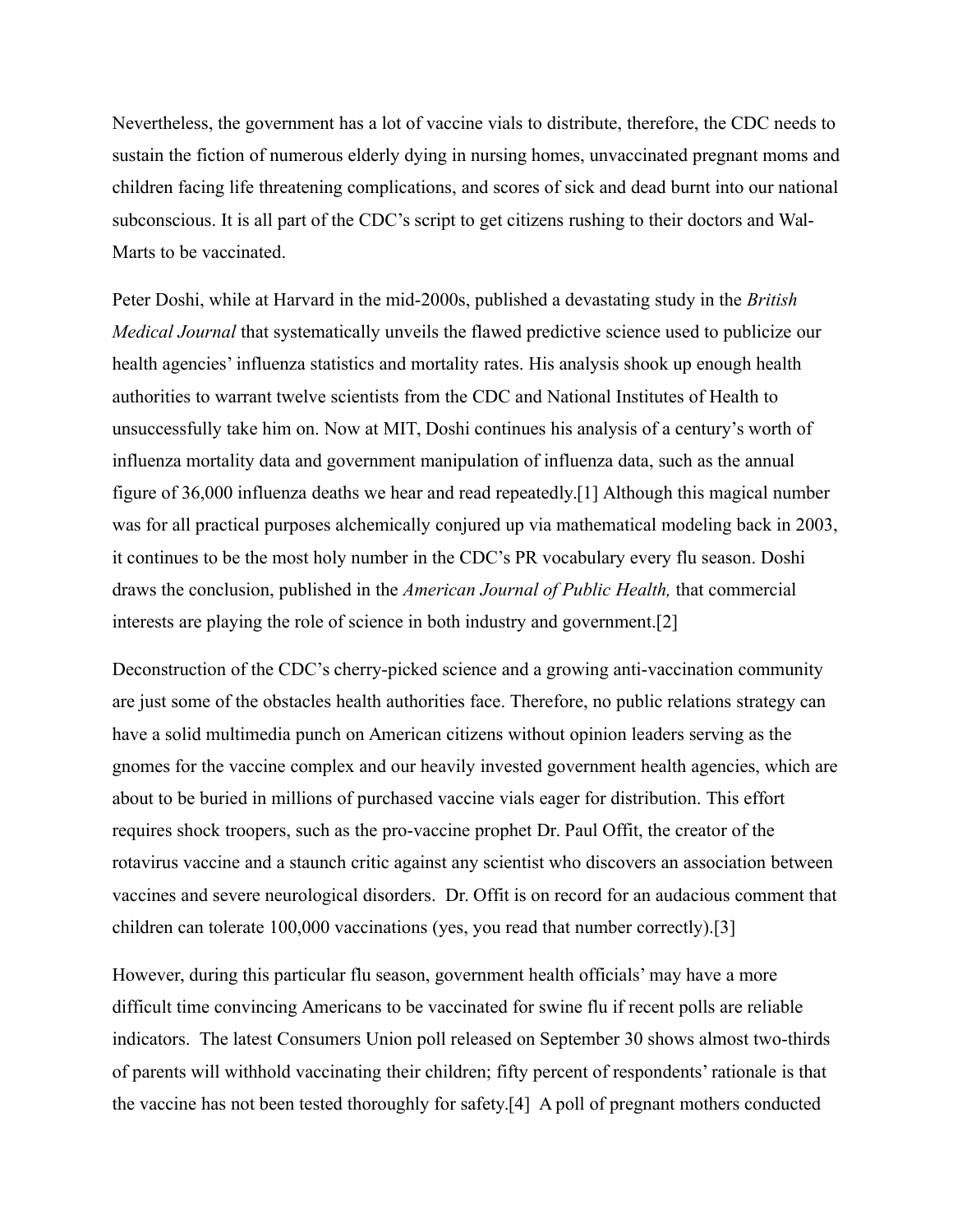Nevertheless, the government has a lot of vaccine vials to distribute, therefore, the CDC needs to sustain the fiction of numerous elderly dying in nursing homes, unvaccinated pregnant moms and children facing life threatening complications, and scores of sick and dead burnt into our national subconscious. It is all part of the CDC's script to get citizens rushing to their doctors and Wal-Marts to be vaccinated.

Peter Doshi, while at Harvard in the mid-2000s, published a devastating study in the *British Medical Journal* that systematically unveils the flawed predictive science used to publicize our health agencies' influenza statistics and mortality rates. His analysis shook up enough health authorities to warrant twelve scientists from the CDC and National Institutes of Health to unsuccessfully take him on. Now at MIT, Doshi continues his analysis of a century's worth of influenza mortality data and government manipulation of influenza data, such as the annual figure of 36,000 influenza deaths we hear and read repeatedly.[1] Although this magical number was for all practical purposes alchemically conjured up via mathematical modeling back in 2003, it continues to be the most holy number in the CDC's PR vocabulary every flu season. Doshi draws the conclusion, published in the *American Journal of Public Health,* that commercial interests are playing the role of science in both industry and government.[2]

Deconstruction of the CDC's cherry-picked science and a growing anti-vaccination community are just some of the obstacles health authorities face. Therefore, no public relations strategy can have a solid multimedia punch on American citizens without opinion leaders serving as the gnomes for the vaccine complex and our heavily invested government health agencies, which are about to be buried in millions of purchased vaccine vials eager for distribution. This effort requires shock troopers, such as the pro-vaccine prophet Dr. Paul Offit, the creator of the rotavirus vaccine and a staunch critic against any scientist who discovers an association between vaccines and severe neurological disorders. Dr. Offit is on record for an audacious comment that children can tolerate 100,000 vaccinations (yes, you read that number correctly).[3]

However, during this particular flu season, government health officials' may have a more difficult time convincing Americans to be vaccinated for swine flu if recent polls are reliable indicators. The latest Consumers Union poll released on September 30 shows almost two-thirds of parents will withhold vaccinating their children; fifty percent of respondents' rationale is that the vaccine has not been tested thoroughly for safety.[4] A poll of pregnant mothers conducted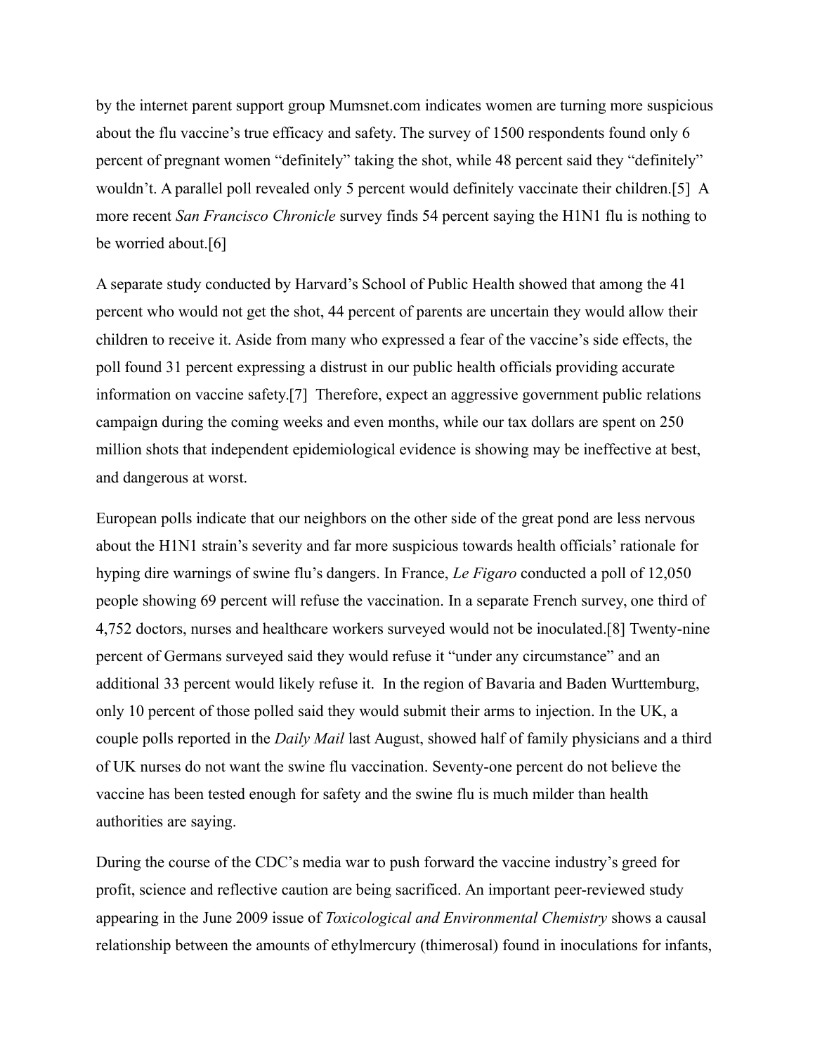by the internet parent support group Mumsnet.com indicates women are turning more suspicious about the flu vaccine's true efficacy and safety. The survey of 1500 respondents found only 6 percent of pregnant women "definitely" taking the shot, while 48 percent said they "definitely" wouldn't. A parallel poll revealed only 5 percent would definitely vaccinate their children.[5] A more recent *San Francisco Chronicle* survey finds 54 percent saying the H1N1 flu is nothing to be worried about.[6]

A separate study conducted by Harvard's School of Public Health showed that among the 41 percent who would not get the shot, 44 percent of parents are uncertain they would allow their children to receive it. Aside from many who expressed a fear of the vaccine's side effects, the poll found 31 percent expressing a distrust in our public health officials providing accurate information on vaccine safety.[7] Therefore, expect an aggressive government public relations campaign during the coming weeks and even months, while our tax dollars are spent on 250 million shots that independent epidemiological evidence is showing may be ineffective at best, and dangerous at worst.

European polls indicate that our neighbors on the other side of the great pond are less nervous about the H1N1 strain's severity and far more suspicious towards health officials' rationale for hyping dire warnings of swine flu's dangers. In France, *Le Figaro* conducted a poll of 12,050 people showing 69 percent will refuse the vaccination. In a separate French survey, one third of 4,752 doctors, nurses and healthcare workers surveyed would not be inoculated.[8] Twenty-nine percent of Germans surveyed said they would refuse it "under any circumstance" and an additional 33 percent would likely refuse it. In the region of Bavaria and Baden Wurttemburg, only 10 percent of those polled said they would submit their arms to injection. In the UK, a couple polls reported in the *Daily Mail* last August, showed half of family physicians and a third of UK nurses do not want the swine flu vaccination. Seventy-one percent do not believe the vaccine has been tested enough for safety and the swine flu is much milder than health authorities are saying.

During the course of the CDC's media war to push forward the vaccine industry's greed for profit, science and reflective caution are being sacrificed. An important peer-reviewed study appearing in the June 2009 issue of *Toxicological and Environmental Chemistry* shows a causal relationship between the amounts of ethylmercury (thimerosal) found in inoculations for infants,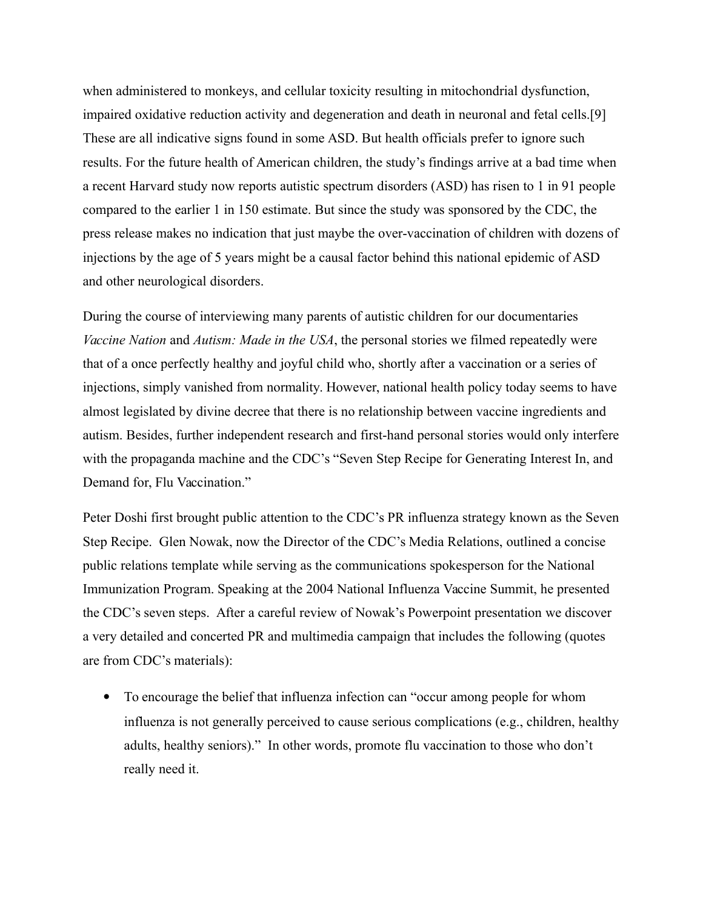when administered to monkeys, and cellular toxicity resulting in mitochondrial dysfunction, impaired oxidative reduction activity and degeneration and death in neuronal and fetal cells.[9] These are all indicative signs found in some ASD. But health officials prefer to ignore such results. For the future health of American children, the study's findings arrive at a bad time when a recent Harvard study now reports autistic spectrum disorders (ASD) has risen to 1 in 91 people compared to the earlier 1 in 150 estimate. But since the study was sponsored by the CDC, the press release makes no indication that just maybe the over-vaccination of children with dozens of injections by the age of 5 years might be a causal factor behind this national epidemic of ASD and other neurological disorders.

During the course of interviewing many parents of autistic children for our documentaries *Vaccine Nation* and *Autism: Made in the USA*, the personal stories we filmed repeatedly were that of a once perfectly healthy and joyful child who, shortly after a vaccination or a series of injections, simply vanished from normality. However, national health policy today seems to have almost legislated by divine decree that there is no relationship between vaccine ingredients and autism. Besides, further independent research and first-hand personal stories would only interfere with the propaganda machine and the CDC's "Seven Step Recipe for Generating Interest In, and Demand for, Flu Vaccination."

Peter Doshi first brought public attention to the CDC's PR influenza strategy known as the Seven Step Recipe. Glen Nowak, now the Director of the CDC's Media Relations, outlined a concise public relations template while serving as the communications spokesperson for the National Immunization Program. Speaking at the 2004 National Influenza Vaccine Summit, he presented the CDC's seven steps. After a careful review of Nowak's Powerpoint presentation we discover a very detailed and concerted PR and multimedia campaign that includes the following (quotes are from CDC's materials):

- To encourage the belief that influenza infection can "occur among people for whom influenza is not generally perceived to cause serious complications (e.g., children, healthy adults, healthy seniors)." In other words, promote flu vaccination to those who don't really need it.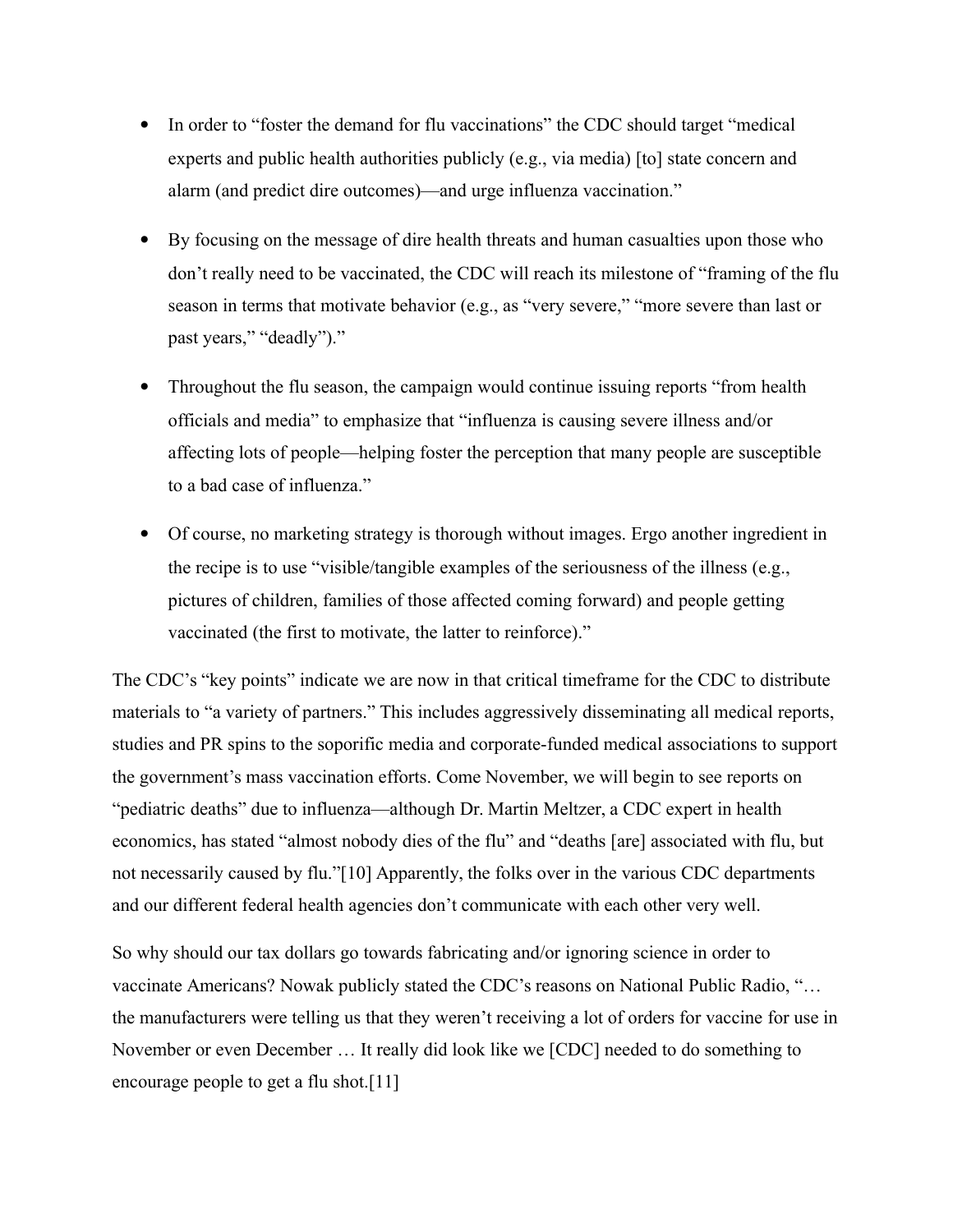- In order to “foster the demand for flu vaccinations” the CDC should target “medical experts and public health authorities publicly (e.g., via media) [to] state concern and alarm (and predict dire outcomes)—and urge influenza vaccination.”

- By focusing on the message of dire health threats and human casualties upon those who don’t really need to be vaccinated, the CDC will reach its milestone of “framing of the flu season in terms that motivate behavior (e.g., as “very severe,” “more severe than last or past years,” “deadly”).”

- Throughout the flu season, the campaign would continue issuing reports “from health officials and media” to emphasize that “influenza is causing severe illness and/or affecting lots of people—helping foster the perception that many people are susceptible to a bad case of influenza.”

- Of course, no marketing strategy is thorough without images. Ergo another ingredient in the recipe is to use “visible/tangible examples of the seriousness of the illness (e.g., pictures of children, families of those affected coming forward) and people getting vaccinated (the first to motivate, the latter to reinforce).”

The CDC’s “key points” indicate we are now in that critical timeframe for the CDC to distribute materials to “a variety of partners.” This includes aggressively disseminating all medical reports, studies and PR spins to the soporific media and corporate-funded medical associations to support the government’s mass vaccination efforts. Come November, we will begin to see reports on “pediatric deaths” due to influenza—although Dr. Martin Meltzer, a CDC expert in health economics, has stated “almost nobody dies of the flu” and “deaths [are] associated with flu, but not necessarily caused by flu.”[10] Apparently, the folks over in the various CDC departments and our different federal health agencies don’t communicate with each other very well.

So why should our tax dollars go towards fabricating and/or ignoring science in order to vaccinate Americans? Nowak publicly stated the CDC’s reasons on National Public Radio, “… the manufacturers were telling us that they weren’t receiving a lot of orders for vaccine for use in November or even December … It really did look like we [CDC] needed to do something to encourage people to get a flu shot.[11]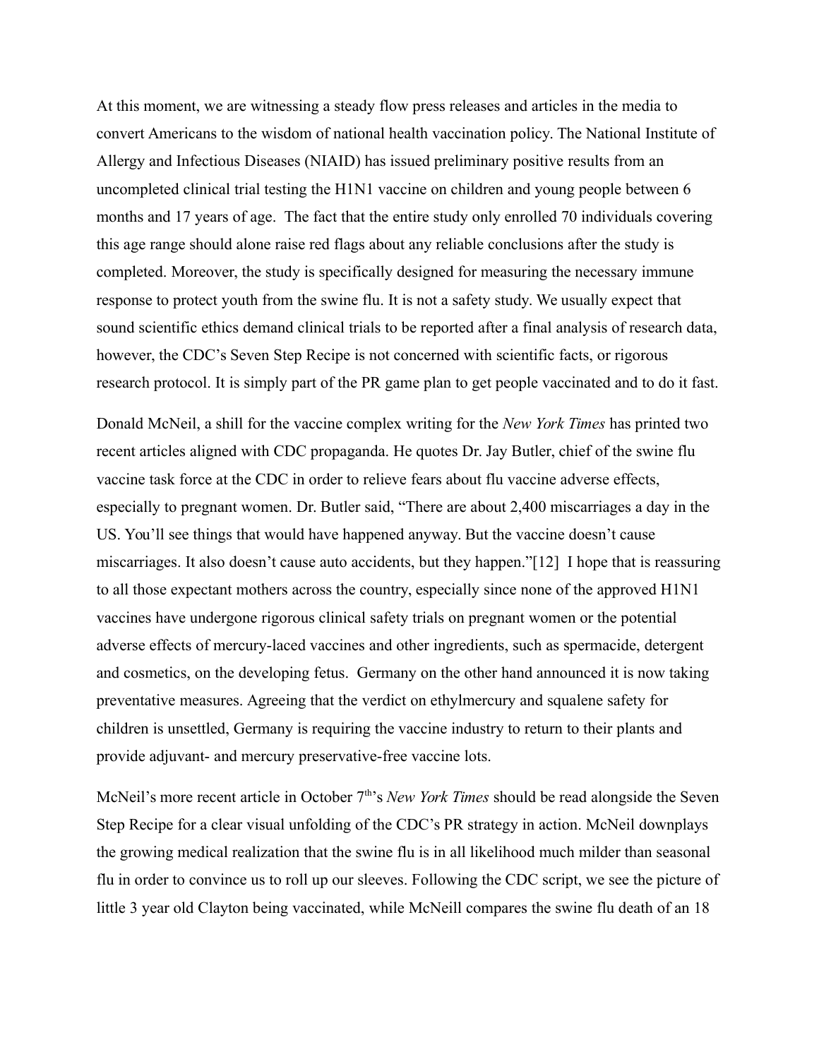At this moment, we are witnessing a steady flow press releases and articles in the media to convert Americans to the wisdom of national health vaccination policy. The National Institute of Allergy and Infectious Diseases (NIAID) has issued preliminary positive results from an uncompleted clinical trial testing the H1N1 vaccine on children and young people between 6 months and 17 years of age. The fact that the entire study only enrolled 70 individuals covering this age range should alone raise red flags about any reliable conclusions after the study is completed. Moreover, the study is specifically designed for measuring the necessary immune response to protect youth from the swine flu. It is not a safety study. We usually expect that sound scientific ethics demand clinical trials to be reported after a final analysis of research data, however, the CDC's Seven Step Recipe is not concerned with scientific facts, or rigorous research protocol. It is simply part of the PR game plan to get people vaccinated and to do it fast.

Donald McNeil, a shill for the vaccine complex writing for the *New York Times* has printed two recent articles aligned with CDC propaganda. He quotes Dr. Jay Butler, chief of the swine flu vaccine task force at the CDC in order to relieve fears about flu vaccine adverse effects, especially to pregnant women. Dr. Butler said, "There are about 2,400 miscarriages a day in the US. You'll see things that would have happened anyway. But the vaccine doesn't cause miscarriages. It also doesn't cause auto accidents, but they happen."[12] I hope that is reassuring to all those expectant mothers across the country, especially since none of the approved H1N1 vaccines have undergone rigorous clinical safety trials on pregnant women or the potential adverse effects of mercury-laced vaccines and other ingredients, such as spermacide, detergent and cosmetics, on the developing fetus. Germany on the other hand announced it is now taking preventative measures. Agreeing that the verdict on ethylmercury and squalene safety for children is unsettled, Germany is requiring the vaccine industry to return to their plants and provide adjuvant- and mercury preservative-free vaccine lots.

McNeil's more recent article in October 7th's *New York Times* should be read alongside the Seven Step Recipe for a clear visual unfolding of the CDC's PR strategy in action. McNeil downplays the growing medical realization that the swine flu is in all likelihood much milder than seasonal flu in order to convince us to roll up our sleeves. Following the CDC script, we see the picture of little 3 year old Clayton being vaccinated, while McNeill compares the swine flu death of an 18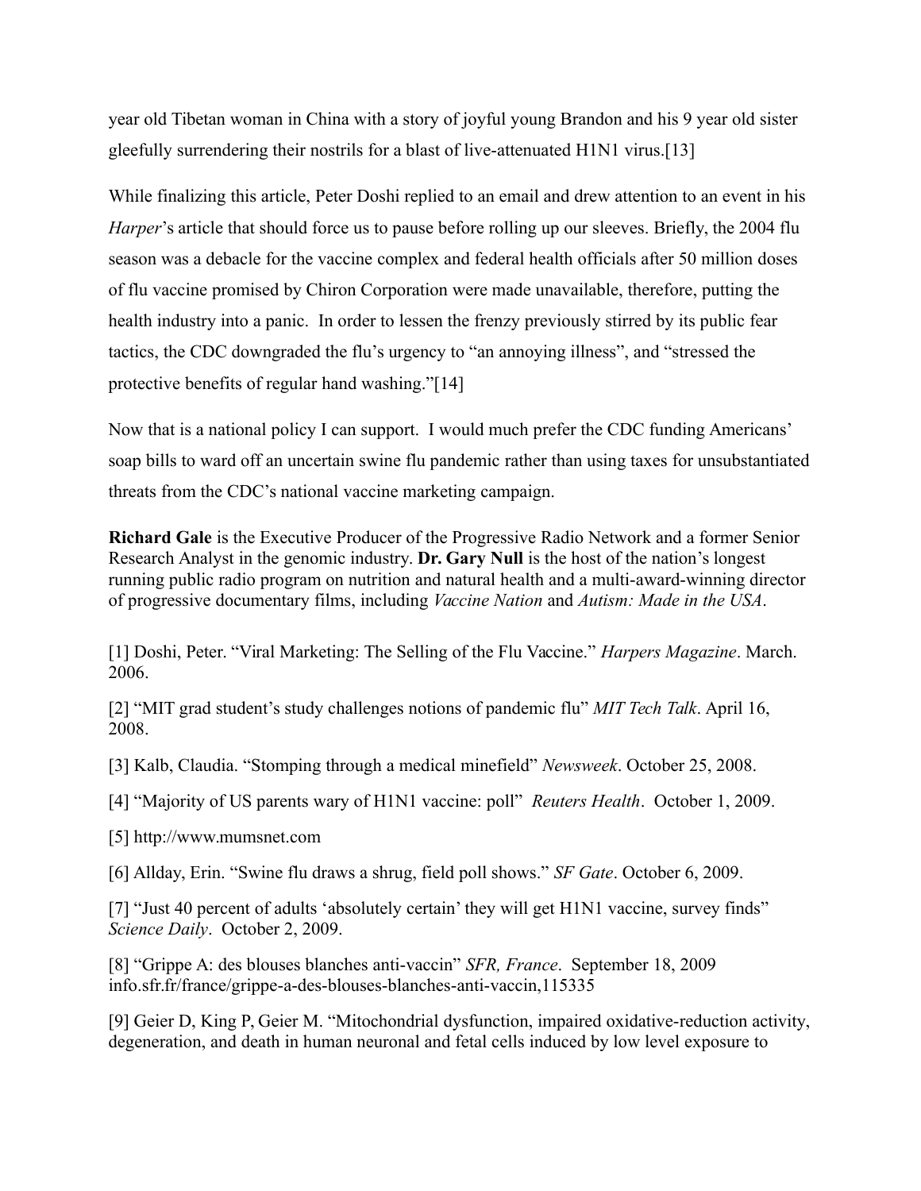year old Tibetan woman in China with a story of joyful young Brandon and his 9 year old sister gleefully surrendering their nostrils for a blast of live-attenuated H1N1 virus.[13]

While finalizing this article, Peter Doshi replied to an email and drew attention to an event in his *Harper*'s article that should force us to pause before rolling up our sleeves. Briefly, the 2004 flu season was a debacle for the vaccine complex and federal health officials after 50 million doses of flu vaccine promised by Chiron Corporation were made unavailable, therefore, putting the health industry into a panic. In order to lessen the frenzy previously stirred by its public fear tactics, the CDC downgraded the flu's urgency to "an annoying illness", and "stressed the protective benefits of regular hand washing."[14]

Now that is a national policy I can support. I would much prefer the CDC funding Americans' soap bills to ward off an uncertain swine flu pandemic rather than using taxes for unsubstantiated threats from the CDC's national vaccine marketing campaign.

**Richard Gale** is the Executive Producer of the Progressive Radio Network and a former Senior Research Analyst in the genomic industry. **Dr. Gary Null** is the host of the nation's longest running public radio program on nutrition and natural health and a multi-award-winning director of progressive documentary films, including *Vaccine Nation* and *Autism: Made in the USA*.

[1] Doshi, Peter. "Viral Marketing: The Selling of the Flu Vaccine." *Harpers Magazine*. March. 2006.

[2] "MIT grad student's study challenges notions of pandemic flu" *MIT Tech Talk*. April 16, 2008.

[3] Kalb, Claudia. "Stomping through a medical minefield" *Newsweek*. October 25, 2008.

[4] "Majority of US parents wary of H1N1 vaccine: poll" *Reuters Health*. October 1, 2009.

[5] http://www.mumsnet.com

[6] Allday, Erin. "Swine flu draws a shrug, field poll shows." *SF Gate*. October 6, 2009.

[7] "Just 40 percent of adults 'absolutely certain' they will get H1N1 vaccine, survey finds" *Science Daily*. October 2, 2009.

[8] "Grippe A: des blouses blanches anti-vaccin" *SFR, France*. September 18, 2009 info.sfr.fr/france/grippe-a-des-blouses-blanches-anti-vaccin,115335

[9] Geier D, King P, Geier M. "Mitochondrial dysfunction, impaired oxidative-reduction activity, degeneration, and death in human neuronal and fetal cells induced by low level exposure to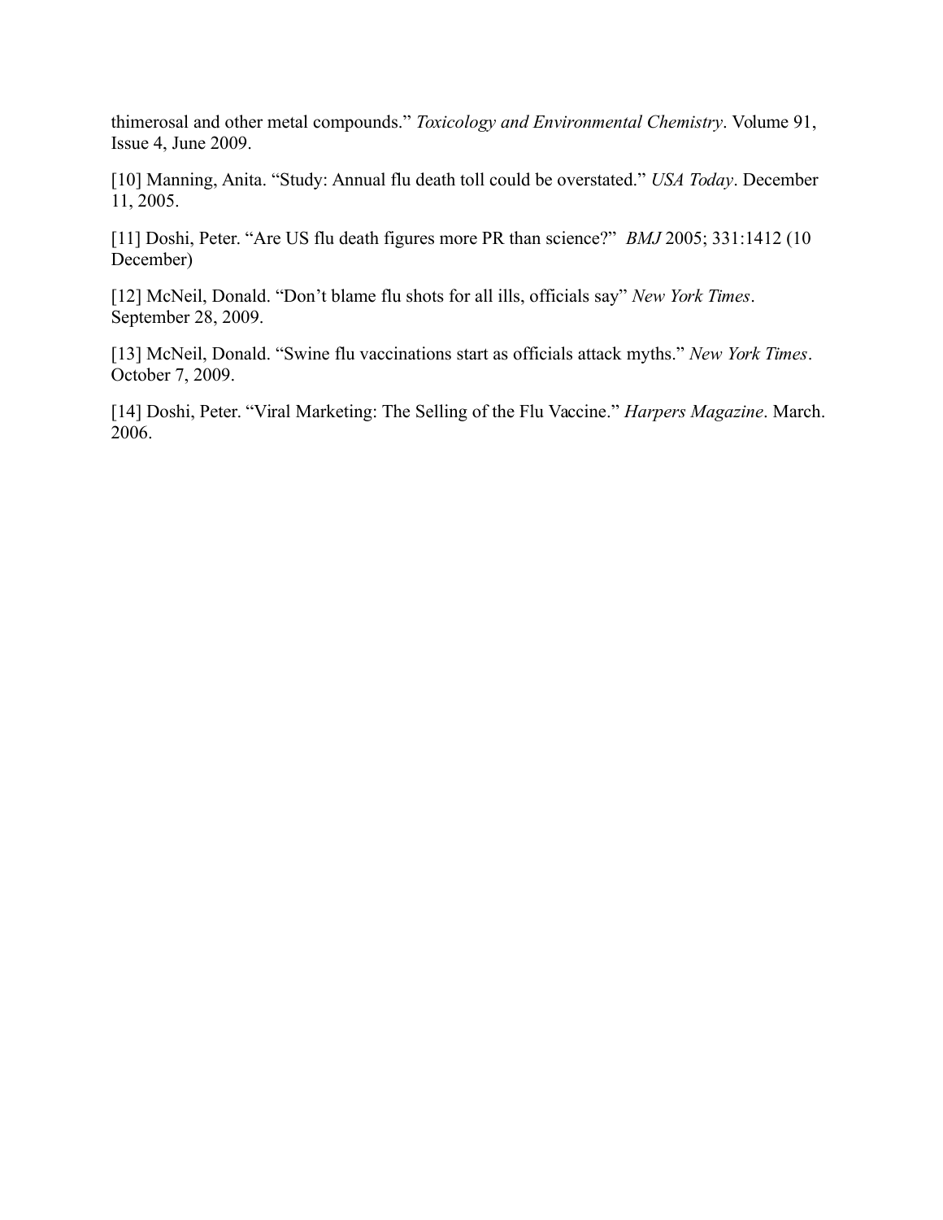thimerosal and other metal compounds." *Toxicology and Environmental Chemistry*. Volume 91, Issue 4, June 2009.

[10] Manning, Anita. "Study: Annual flu death toll could be overstated." *USA Today*. December 11, 2005.

[11] Doshi, Peter. "Are US flu death figures more PR than science?" *BMJ* 2005; 331:1412 (10 December)

[12] McNeil, Donald. "Don't blame flu shots for all ills, officials say" *New York Times*. September 28, 2009.

[13] McNeil, Donald. "Swine flu vaccinations start as officials attack myths." *New York Times*. October 7, 2009.

[14] Doshi, Peter. "Viral Marketing: The Selling of the Flu Vaccine." *Harpers Magazine*. March. 2006.